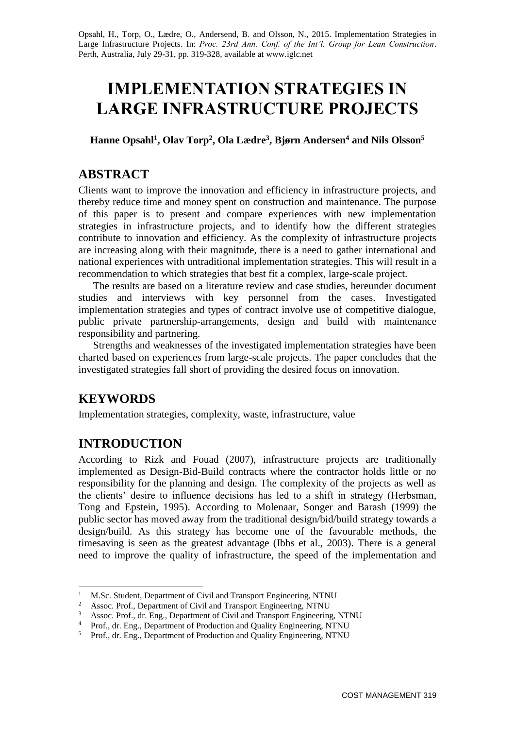Opsahl, H., Torp, O., Lædre, O., Andersend, B. and Olsson, N., 2015. Implementation Strategies in Large Infrastructure Projects. In: *Proc. 23rd Ann. Conf. of the Int'l. Group for Lean Construction*. Perth, Australia, July 29-31, pp. 319-328, available at www.iglc.net

# IMPLEMENTATION STRATEGIES IN LARGE INFRASTRUCTURE PROJECTS

**Hanne Opsahl[1], Olav Torp[2], Ola Lædre[3], Bjørn Andersen[4] and Nils Olsson[5]**

## ABSTRACT

Clients want to improve the innovation and efficiency in infrastructure projects, and thereby reduce time and money spent on construction and maintenance. The purpose of this paper is to present and compare experiences with new implementation strategies in infrastructure projects, and to identify how the different strategies contribute to innovation and efficiency. As the complexity of infrastructure projects are increasing along with their magnitude, there is a need to gather international and national experiences with untraditional implementation strategies. This will result in a recommendation to which strategies that best fit a complex, large-scale project.

The results are based on a literature review and case studies, hereunder document studies and interviews with key personnel from the cases. Investigated implementation strategies and types of contract involve use of competitive dialogue, public private partnership-arrangements, design and build with maintenance responsibility and partnering.

Strengths and weaknesses of the investigated implementation strategies have been charted based on experiences from large-scale projects. The paper concludes that the investigated strategies fall short of providing the desired focus on innovation.

## KEYWORDS

Implementation strategies, complexity, waste, infrastructure, value

## INTRODUCTION

According to Rizk and Fouad (2007), infrastructure projects are traditionally implemented as Design-Bid-Build contracts where the contractor holds little or no responsibility for the planning and design. The complexity of the projects as well as the clients' desire to influence decisions has led to a shift in strategy (Herbsman, Tong and Epstein, 1995). According to Molenaar, Songer and Barash (1999) the public sector has moved away from the traditional design/bid/build strategy towards a design/build. As this strategy has become one of the favourable methods, the timesaving is seen as the greatest advantage (Ibbs et al., 2003). There is a general need to improve the quality of infrastructure, the speed of the implementation and

---

[1] M.Sc. Student, Department of Civil and Transport Engineering, NTNU

[2] Assoc. Prof., Department of Civil and Transport Engineering, NTNU

[3] Assoc. Prof., dr. Eng., Department of Civil and Transport Engineering, NTNU

[4] Prof., dr. Eng., Department of Production and Quality Engineering, NTNU

[5] Prof., dr. Eng., Department of Production and Quality Engineering, NTNU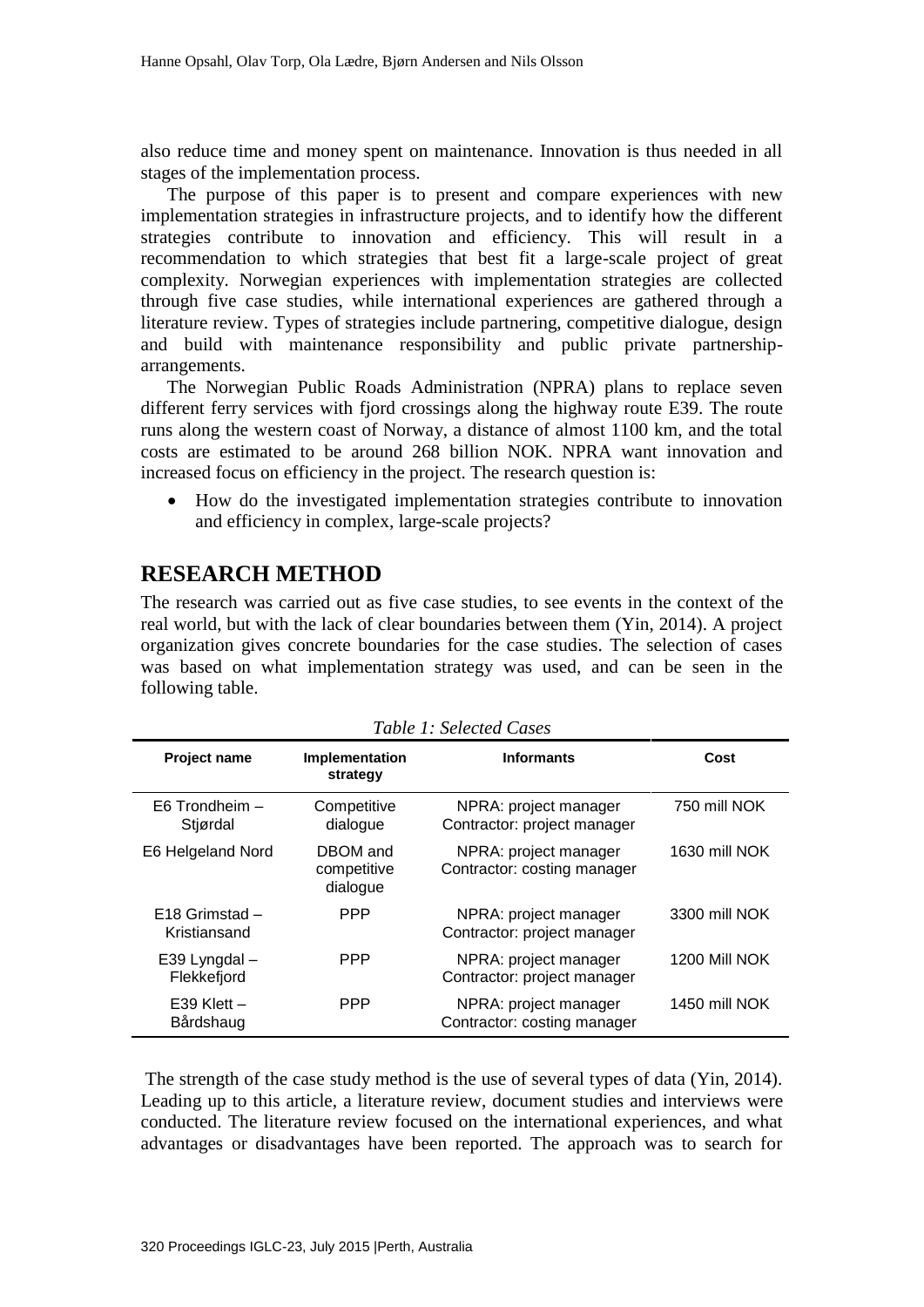also reduce time and money spent on maintenance. Innovation is thus needed in all stages of the implementation process.

The purpose of this paper is to present and compare experiences with new implementation strategies in infrastructure projects, and to identify how the different strategies contribute to innovation and efficiency. This will result in a recommendation to which strategies that best fit a large-scale project of great complexity. Norwegian experiences with implementation strategies are collected through five case studies, while international experiences are gathered through a literature review. Types of strategies include partnering, competitive dialogue, design and build with maintenance responsibility and public private partnership-arrangements.

The Norwegian Public Roads Administration (NPRA) plans to replace seven different ferry services with fjord crossings along the highway route E39. The route runs along the western coast of Norway, a distance of almost 1100 km, and the total costs are estimated to be around 268 billion NOK. NPRA want innovation and increased focus on efficiency in the project. The research question is:

- How do the investigated implementation strategies contribute to innovation and efficiency in complex, large-scale projects?

## RESEARCH METHOD

The research was carried out as five case studies, to see events in the context of the real world, but with the lack of clear boundaries between them (Yin, 2014). A project organization gives concrete boundaries for the case studies. The selection of cases was based on what implementation strategy was used, and can be seen in the following table.

*Table 1: Selected Cases*

| Project name | Implementation strategy | Informants | Cost |
|---|---|---|---|
| E6 Trondheim – Stjørdal | Competitive dialogue | NPRA: project manager Contractor: project manager | 750 mill NOK |
| E6 Helgeland Nord | DBOM and competitive dialogue | NPRA: project manager Contractor: costing manager | 1630 mill NOK |
| E18 Grimstad – Kristiansand | PPP | NPRA: project manager Contractor: project manager | 3300 mill NOK |
| E39 Lyngdal – Flekkefjord | PPP | NPRA: project manager Contractor: project manager | 1200 Mill NOK |
| E39 Klett – Bårdshaug | PPP | NPRA: project manager Contractor: costing manager | 1450 mill NOK |

The strength of the case study method is the use of several types of data (Yin, 2014). Leading up to this article, a literature review, document studies and interviews were conducted. The literature review focused on the international experiences, and what advantages or disadvantages have been reported. The approach was to search for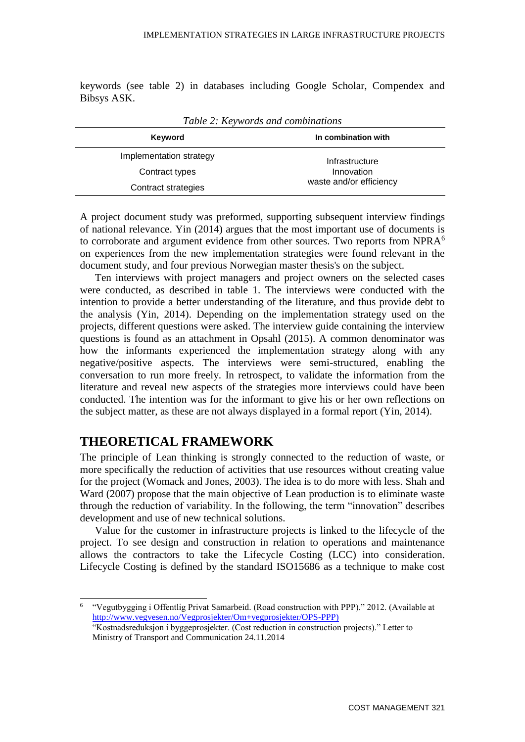keywords (see table 2) in databases including Google Scholar, Compendex and Bibsys ASK.

*Table 2: Keywords and combinations*

| Keyword | In combination with |
|---|---|
| Implementation strategy | Infrastructure |
| Contract types | Innovation |
| Contract strategies | waste and/or efficiency |

A project document study was preformed, supporting subsequent interview findings of national relevance. Yin (2014) argues that the most important use of documents is to corroborate and argument evidence from other sources. Two reports from NPRA[6] on experiences from the new implementation strategies were found relevant in the document study, and four previous Norwegian master thesis's on the subject.

Ten interviews with project managers and project owners on the selected cases were conducted, as described in table 1. The interviews were conducted with the intention to provide a better understanding of the literature, and thus provide debt to the analysis (Yin, 2014). Depending on the implementation strategy used on the projects, different questions were asked. The interview guide containing the interview questions is found as an attachment in Opsahl (2015). A common denominator was how the informants experienced the implementation strategy along with any negative/positive aspects. The interviews were semi-structured, enabling the conversation to run more freely. In retrospect, to validate the information from the literature and reveal new aspects of the strategies more interviews could have been conducted. The intention was for the informant to give his or her own reflections on the subject matter, as these are not always displayed in a formal report (Yin, 2014).

## THEORETICAL FRAMEWORK

The principle of Lean thinking is strongly connected to the reduction of waste, or more specifically the reduction of activities that use resources without creating value for the project (Womack and Jones, 2003). The idea is to do more with less. Shah and Ward (2007) propose that the main objective of Lean production is to eliminate waste through the reduction of variability. In the following, the term "innovation" describes development and use of new technical solutions.

Value for the customer in infrastructure projects is linked to the lifecycle of the project. To see design and construction in relation to operations and maintenance allows the contractors to take the Lifecycle Costing (LCC) into consideration. Lifecycle Costing is defined by the standard ISO15686 as a technique to make cost

---

[6] "Vegutbygging i Offentlig Privat Samarbeid. (Road construction with PPP)." 2012. (Available at http://www.vegvesen.no/Vegprosjekter/Om+vegprosjekter/OPS-PPP)
"Kostnadsreduksjon i byggeprosjekter. (Cost reduction in construction projects)." Letter to Ministry of Transport and Communication 24.11.2014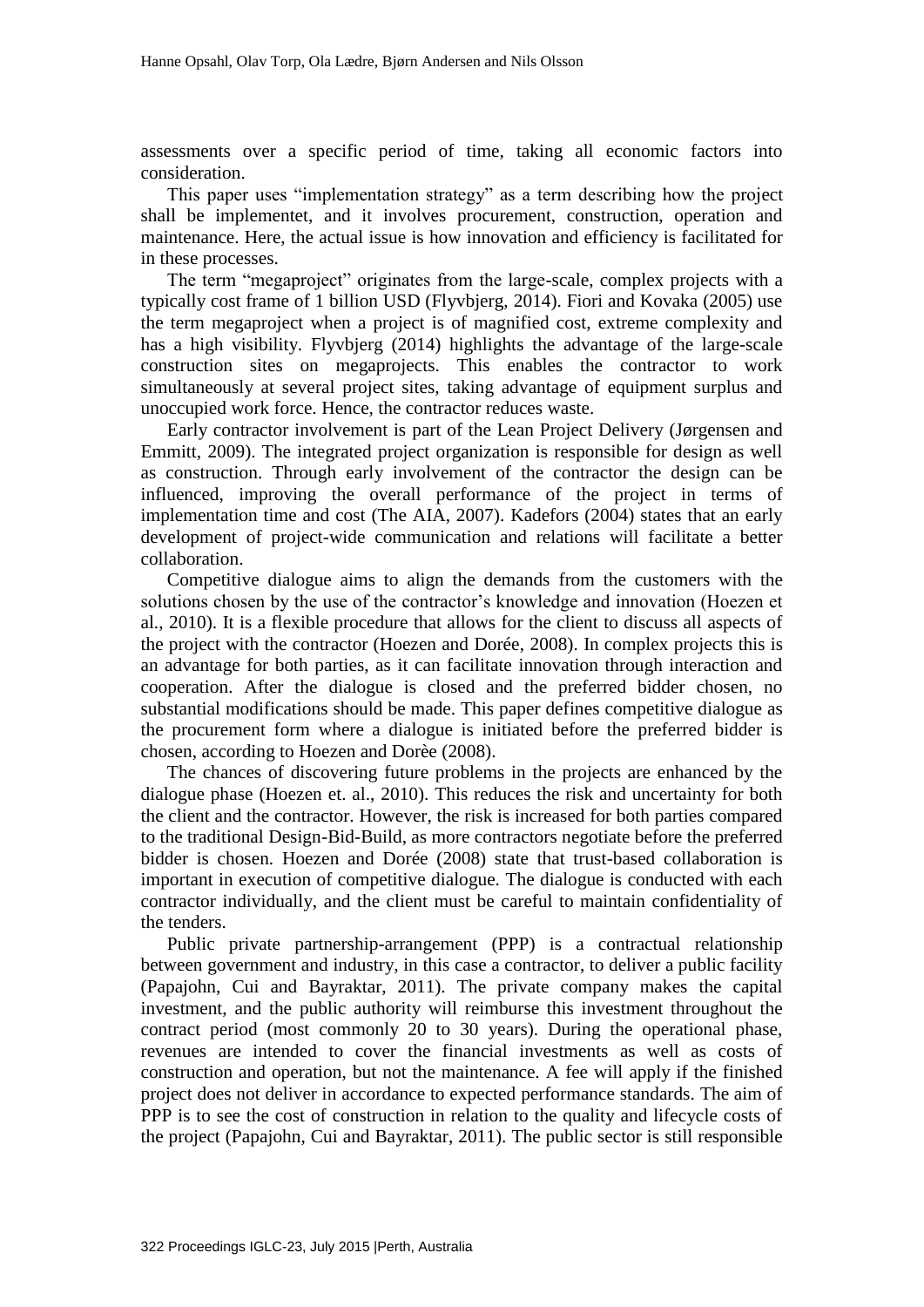assessments over a specific period of time, taking all economic factors into consideration.

This paper uses "implementation strategy" as a term describing how the project shall be implementet, and it involves procurement, construction, operation and maintenance. Here, the actual issue is how innovation and efficiency is facilitated for in these processes.

The term "megaproject" originates from the large-scale, complex projects with a typically cost frame of 1 billion USD (Flyvbjerg, 2014). Fiori and Kovaka (2005) use the term megaproject when a project is of magnified cost, extreme complexity and has a high visibility. Flyvbjerg (2014) highlights the advantage of the large-scale construction sites on megaprojects. This enables the contractor to work simultaneously at several project sites, taking advantage of equipment surplus and unoccupied work force. Hence, the contractor reduces waste.

Early contractor involvement is part of the Lean Project Delivery (Jørgensen and Emmitt, 2009). The integrated project organization is responsible for design as well as construction. Through early involvement of the contractor the design can be influenced, improving the overall performance of the project in terms of implementation time and cost (The AIA, 2007). Kadefors (2004) states that an early development of project-wide communication and relations will facilitate a better collaboration.

Competitive dialogue aims to align the demands from the customers with the solutions chosen by the use of the contractor's knowledge and innovation (Hoezen et al., 2010). It is a flexible procedure that allows for the client to discuss all aspects of the project with the contractor (Hoezen and Dorée, 2008). In complex projects this is an advantage for both parties, as it can facilitate innovation through interaction and cooperation. After the dialogue is closed and the preferred bidder chosen, no substantial modifications should be made. This paper defines competitive dialogue as the procurement form where a dialogue is initiated before the preferred bidder is chosen, according to Hoezen and Dorèe (2008).

The chances of discovering future problems in the projects are enhanced by the dialogue phase (Hoezen et. al., 2010). This reduces the risk and uncertainty for both the client and the contractor. However, the risk is increased for both parties compared to the traditional Design-Bid-Build, as more contractors negotiate before the preferred bidder is chosen. Hoezen and Dorée (2008) state that trust-based collaboration is important in execution of competitive dialogue. The dialogue is conducted with each contractor individually, and the client must be careful to maintain confidentiality of the tenders.

Public private partnership-arrangement (PPP) is a contractual relationship between government and industry, in this case a contractor, to deliver a public facility (Papajohn, Cui and Bayraktar, 2011). The private company makes the capital investment, and the public authority will reimburse this investment throughout the contract period (most commonly 20 to 30 years). During the operational phase, revenues are intended to cover the financial investments as well as costs of construction and operation, but not the maintenance. A fee will apply if the finished project does not deliver in accordance to expected performance standards. The aim of PPP is to see the cost of construction in relation to the quality and lifecycle costs of the project (Papajohn, Cui and Bayraktar, 2011). The public sector is still responsible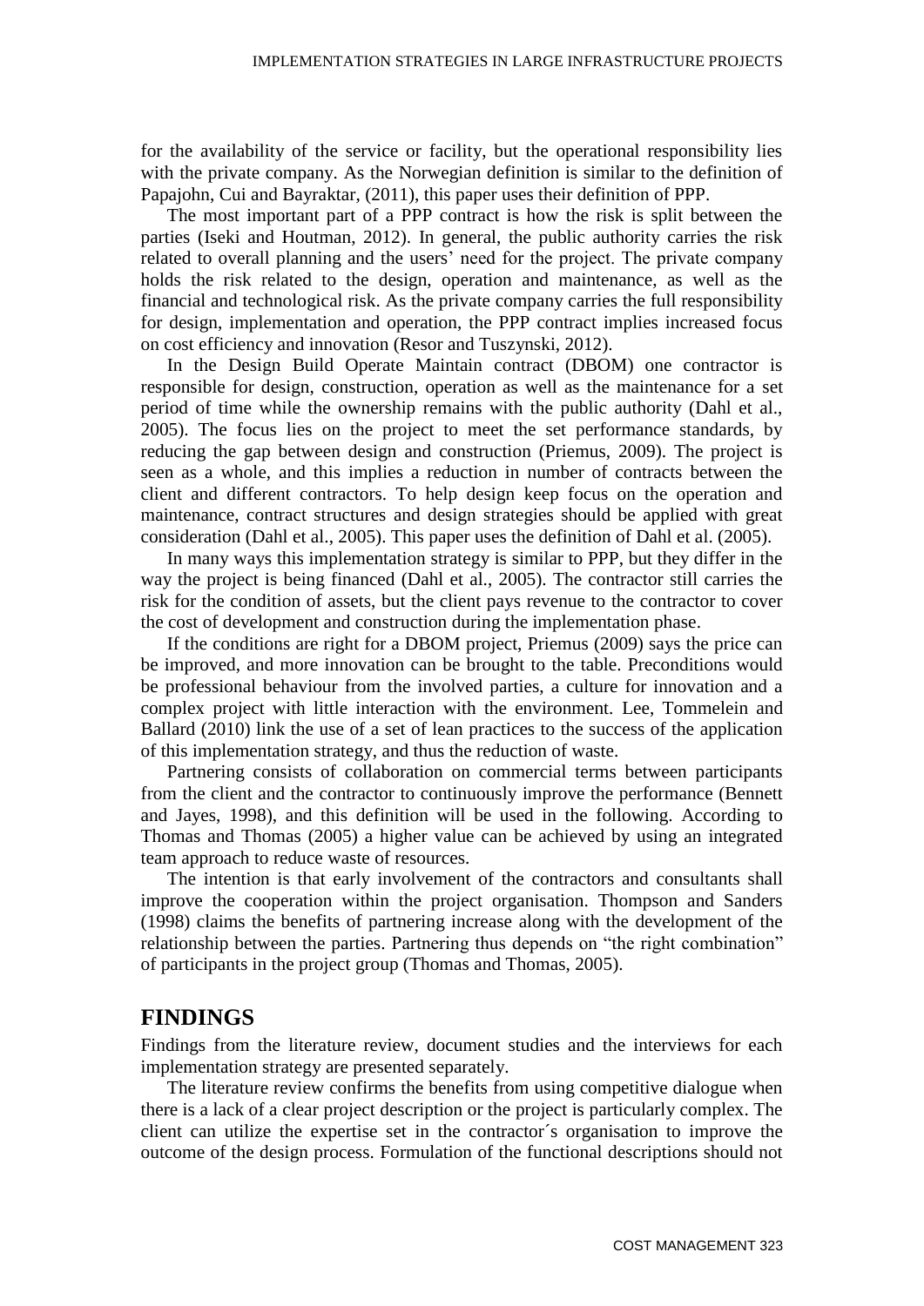for the availability of the service or facility, but the operational responsibility lies with the private company. As the Norwegian definition is similar to the definition of Papajohn, Cui and Bayraktar, (2011), this paper uses their definition of PPP.

The most important part of a PPP contract is how the risk is split between the parties (Iseki and Houtman, 2012). In general, the public authority carries the risk related to overall planning and the users' need for the project. The private company holds the risk related to the design, operation and maintenance, as well as the financial and technological risk. As the private company carries the full responsibility for design, implementation and operation, the PPP contract implies increased focus on cost efficiency and innovation (Resor and Tuszynski, 2012).

In the Design Build Operate Maintain contract (DBOM) one contractor is responsible for design, construction, operation as well as the maintenance for a set period of time while the ownership remains with the public authority (Dahl et al., 2005). The focus lies on the project to meet the set performance standards, by reducing the gap between design and construction (Priemus, 2009). The project is seen as a whole, and this implies a reduction in number of contracts between the client and different contractors. To help design keep focus on the operation and maintenance, contract structures and design strategies should be applied with great consideration (Dahl et al., 2005). This paper uses the definition of Dahl et al. (2005).

In many ways this implementation strategy is similar to PPP, but they differ in the way the project is being financed (Dahl et al., 2005). The contractor still carries the risk for the condition of assets, but the client pays revenue to the contractor to cover the cost of development and construction during the implementation phase.

If the conditions are right for a DBOM project, Priemus (2009) says the price can be improved, and more innovation can be brought to the table. Preconditions would be professional behaviour from the involved parties, a culture for innovation and a complex project with little interaction with the environment. Lee, Tommelein and Ballard (2010) link the use of a set of lean practices to the success of the application of this implementation strategy, and thus the reduction of waste.

Partnering consists of collaboration on commercial terms between participants from the client and the contractor to continuously improve the performance (Bennett and Jayes, 1998), and this definition will be used in the following. According to Thomas and Thomas (2005) a higher value can be achieved by using an integrated team approach to reduce waste of resources.

The intention is that early involvement of the contractors and consultants shall improve the cooperation within the project organisation. Thompson and Sanders (1998) claims the benefits of partnering increase along with the development of the relationship between the parties. Partnering thus depends on "the right combination" of participants in the project group (Thomas and Thomas, 2005).

## FINDINGS

Findings from the literature review, document studies and the interviews for each implementation strategy are presented separately.

The literature review confirms the benefits from using competitive dialogue when there is a lack of a clear project description or the project is particularly complex. The client can utilize the expertise set in the contractor´s organisation to improve the outcome of the design process. Formulation of the functional descriptions should not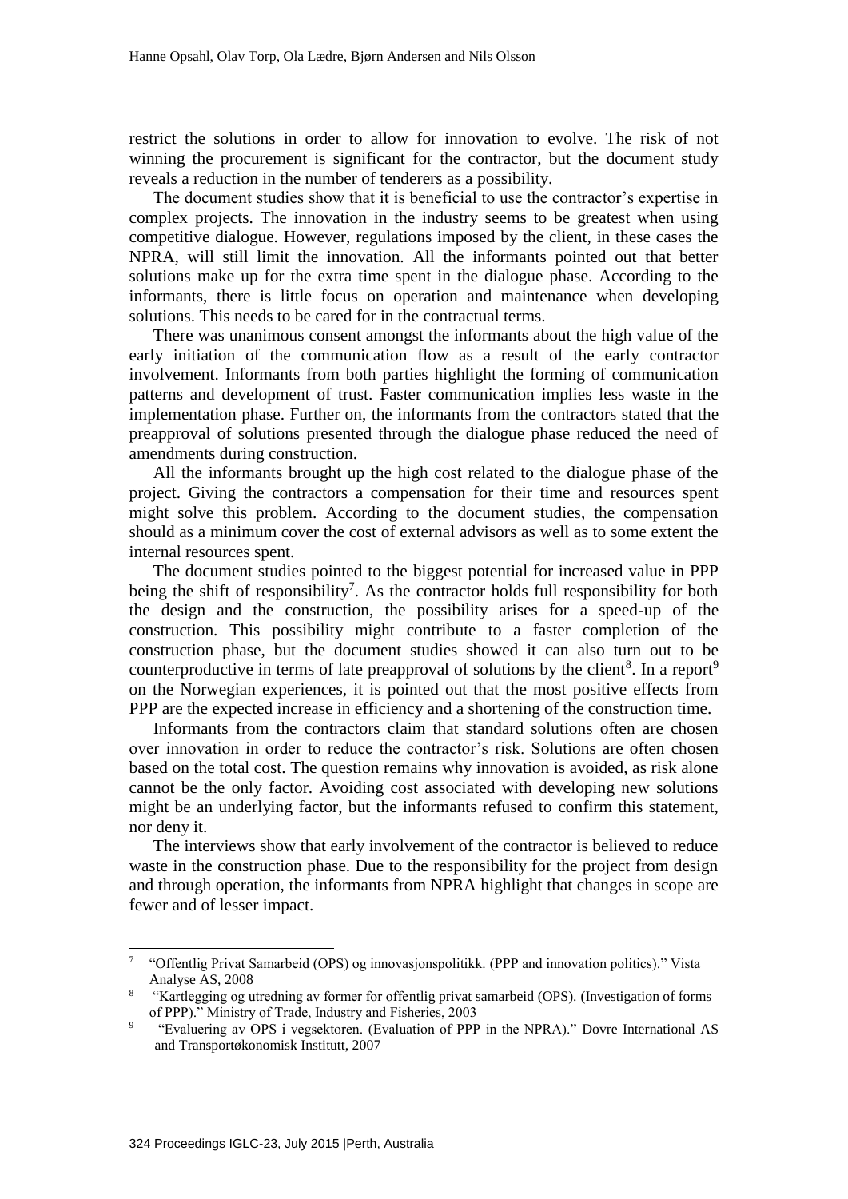restrict the solutions in order to allow for innovation to evolve. The risk of not winning the procurement is significant for the contractor, but the document study reveals a reduction in the number of tenderers as a possibility.

The document studies show that it is beneficial to use the contractor's expertise in complex projects. The innovation in the industry seems to be greatest when using competitive dialogue. However, regulations imposed by the client, in these cases the NPRA, will still limit the innovation. All the informants pointed out that better solutions make up for the extra time spent in the dialogue phase. According to the informants, there is little focus on operation and maintenance when developing solutions. This needs to be cared for in the contractual terms.

There was unanimous consent amongst the informants about the high value of the early initiation of the communication flow as a result of the early contractor involvement. Informants from both parties highlight the forming of communication patterns and development of trust. Faster communication implies less waste in the implementation phase. Further on, the informants from the contractors stated that the preapproval of solutions presented through the dialogue phase reduced the need of amendments during construction.

All the informants brought up the high cost related to the dialogue phase of the project. Giving the contractors a compensation for their time and resources spent might solve this problem. According to the document studies, the compensation should as a minimum cover the cost of external advisors as well as to some extent the internal resources spent.

The document studies pointed to the biggest potential for increased value in PPP being the shift of responsibility[7]. As the contractor holds full responsibility for both the design and the construction, the possibility arises for a speed-up of the construction. This possibility might contribute to a faster completion of the construction phase, but the document studies showed it can also turn out to be counterproductive in terms of late preapproval of solutions by the client[8]. In a report[9] on the Norwegian experiences, it is pointed out that the most positive effects from PPP are the expected increase in efficiency and a shortening of the construction time.

Informants from the contractors claim that standard solutions often are chosen over innovation in order to reduce the contractor's risk. Solutions are often chosen based on the total cost. The question remains why innovation is avoided, as risk alone cannot be the only factor. Avoiding cost associated with developing new solutions might be an underlying factor, but the informants refused to confirm this statement, nor deny it.

The interviews show that early involvement of the contractor is believed to reduce waste in the construction phase. Due to the responsibility for the project from design and through operation, the informants from NPRA highlight that changes in scope are fewer and of lesser impact.

---

[7] "Offentlig Privat Samarbeid (OPS) og innovasjonspolitikk. (PPP and innovation politics)." Vista Analyse AS, 2008

[8] "Kartlegging og utredning av former for offentlig privat samarbeid (OPS). (Investigation of forms of PPP)." Ministry of Trade, Industry and Fisheries, 2003

[9] "Evaluering av OPS i vegsektoren. (Evaluation of PPP in the NPRA)." Dovre International AS and Transportøkonomisk Institutt, 2007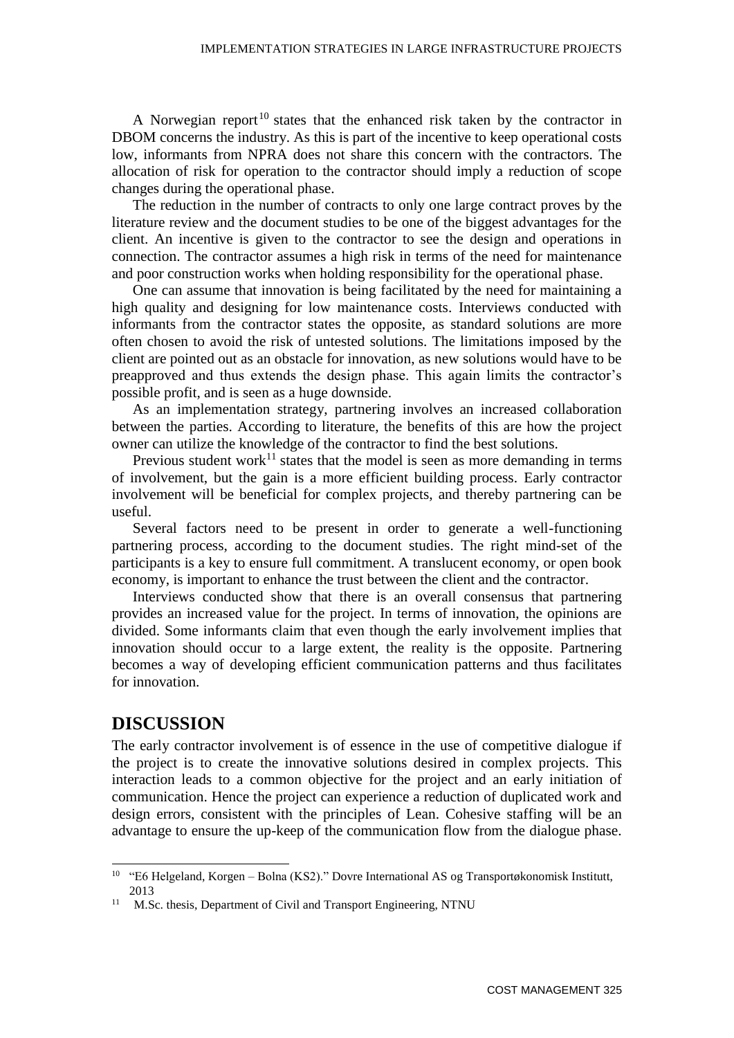A Norwegian report[10] states that the enhanced risk taken by the contractor in DBOM concerns the industry. As this is part of the incentive to keep operational costs low, informants from NPRA does not share this concern with the contractors. The allocation of risk for operation to the contractor should imply a reduction of scope changes during the operational phase.

The reduction in the number of contracts to only one large contract proves by the literature review and the document studies to be one of the biggest advantages for the client. An incentive is given to the contractor to see the design and operations in connection. The contractor assumes a high risk in terms of the need for maintenance and poor construction works when holding responsibility for the operational phase.

One can assume that innovation is being facilitated by the need for maintaining a high quality and designing for low maintenance costs. Interviews conducted with informants from the contractor states the opposite, as standard solutions are more often chosen to avoid the risk of untested solutions. The limitations imposed by the client are pointed out as an obstacle for innovation, as new solutions would have to be preapproved and thus extends the design phase. This again limits the contractor's possible profit, and is seen as a huge downside.

As an implementation strategy, partnering involves an increased collaboration between the parties. According to literature, the benefits of this are how the project owner can utilize the knowledge of the contractor to find the best solutions.

Previous student work[11] states that the model is seen as more demanding in terms of involvement, but the gain is a more efficient building process. Early contractor involvement will be beneficial for complex projects, and thereby partnering can be useful.

Several factors need to be present in order to generate a well-functioning partnering process, according to the document studies. The right mind-set of the participants is a key to ensure full commitment. A translucent economy, or open book economy, is important to enhance the trust between the client and the contractor.

Interviews conducted show that there is an overall consensus that partnering provides an increased value for the project. In terms of innovation, the opinions are divided. Some informants claim that even though the early involvement implies that innovation should occur to a large extent, the reality is the opposite. Partnering becomes a way of developing efficient communication patterns and thus facilitates for innovation.

## DISCUSSION

The early contractor involvement is of essence in the use of competitive dialogue if the project is to create the innovative solutions desired in complex projects. This interaction leads to a common objective for the project and an early initiation of communication. Hence the project can experience a reduction of duplicated work and design errors, consistent with the principles of Lean. Cohesive staffing will be an advantage to ensure the up-keep of the communication flow from the dialogue phase.

[10] "E6 Helgeland, Korgen – Bolna (KS2)." Dovre International AS og Transportøkonomisk Institutt, 2013

[11] M.Sc. thesis, Department of Civil and Transport Engineering, NTNU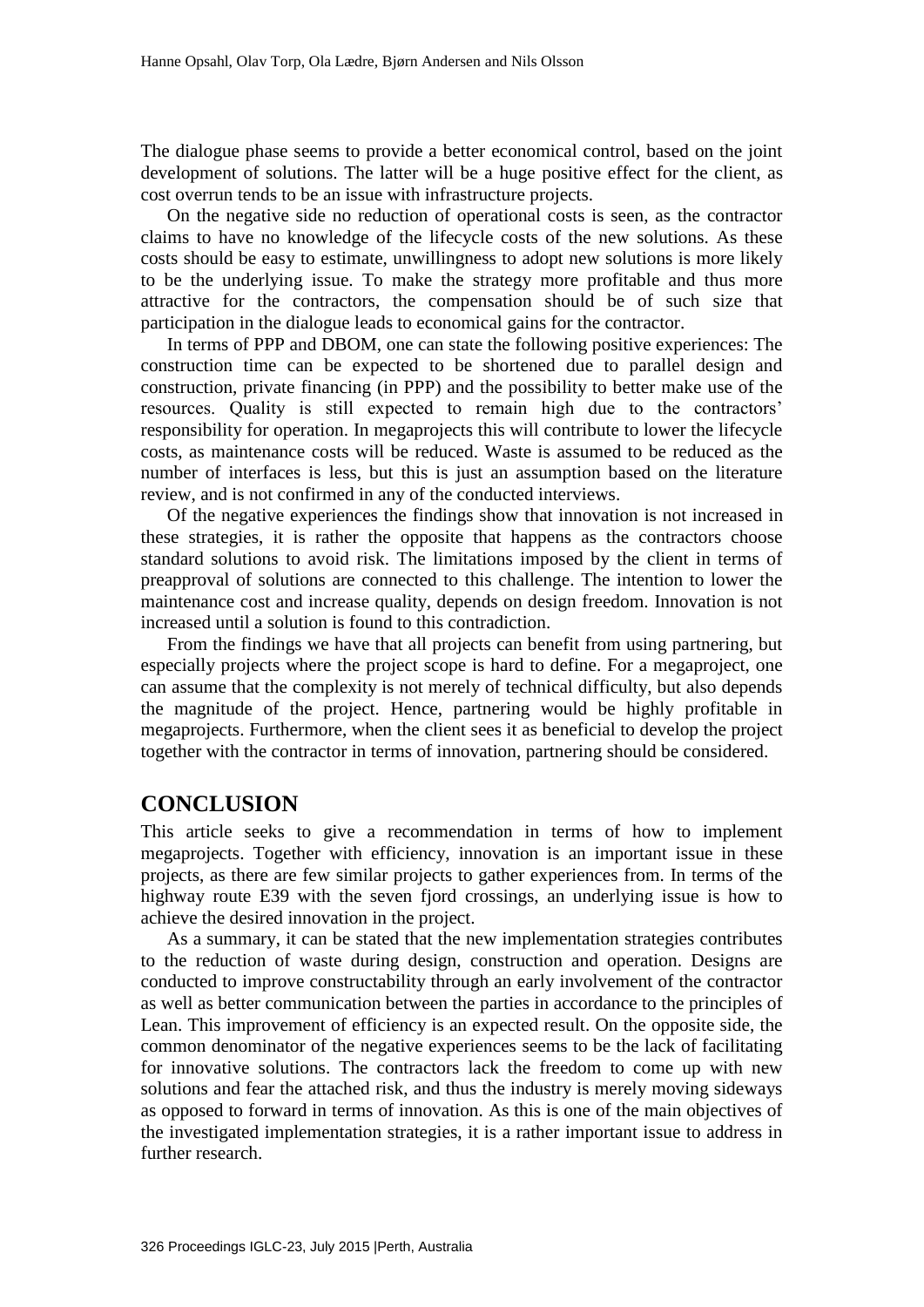The dialogue phase seems to provide a better economical control, based on the joint development of solutions. The latter will be a huge positive effect for the client, as cost overrun tends to be an issue with infrastructure projects.

On the negative side no reduction of operational costs is seen, as the contractor claims to have no knowledge of the lifecycle costs of the new solutions. As these costs should be easy to estimate, unwillingness to adopt new solutions is more likely to be the underlying issue. To make the strategy more profitable and thus more attractive for the contractors, the compensation should be of such size that participation in the dialogue leads to economical gains for the contractor.

In terms of PPP and DBOM, one can state the following positive experiences: The construction time can be expected to be shortened due to parallel design and construction, private financing (in PPP) and the possibility to better make use of the resources. Quality is still expected to remain high due to the contractors' responsibility for operation. In megaprojects this will contribute to lower the lifecycle costs, as maintenance costs will be reduced. Waste is assumed to be reduced as the number of interfaces is less, but this is just an assumption based on the literature review, and is not confirmed in any of the conducted interviews.

Of the negative experiences the findings show that innovation is not increased in these strategies, it is rather the opposite that happens as the contractors choose standard solutions to avoid risk. The limitations imposed by the client in terms of preapproval of solutions are connected to this challenge. The intention to lower the maintenance cost and increase quality, depends on design freedom. Innovation is not increased until a solution is found to this contradiction.

From the findings we have that all projects can benefit from using partnering, but especially projects where the project scope is hard to define. For a megaproject, one can assume that the complexity is not merely of technical difficulty, but also depends the magnitude of the project. Hence, partnering would be highly profitable in megaprojects. Furthermore, when the client sees it as beneficial to develop the project together with the contractor in terms of innovation, partnering should be considered.

## CONCLUSION

This article seeks to give a recommendation in terms of how to implement megaprojects. Together with efficiency, innovation is an important issue in these projects, as there are few similar projects to gather experiences from. In terms of the highway route E39 with the seven fjord crossings, an underlying issue is how to achieve the desired innovation in the project.

As a summary, it can be stated that the new implementation strategies contributes to the reduction of waste during design, construction and operation. Designs are conducted to improve constructability through an early involvement of the contractor as well as better communication between the parties in accordance to the principles of Lean. This improvement of efficiency is an expected result. On the opposite side, the common denominator of the negative experiences seems to be the lack of facilitating for innovative solutions. The contractors lack the freedom to come up with new solutions and fear the attached risk, and thus the industry is merely moving sideways as opposed to forward in terms of innovation. As this is one of the main objectives of the investigated implementation strategies, it is a rather important issue to address in further research.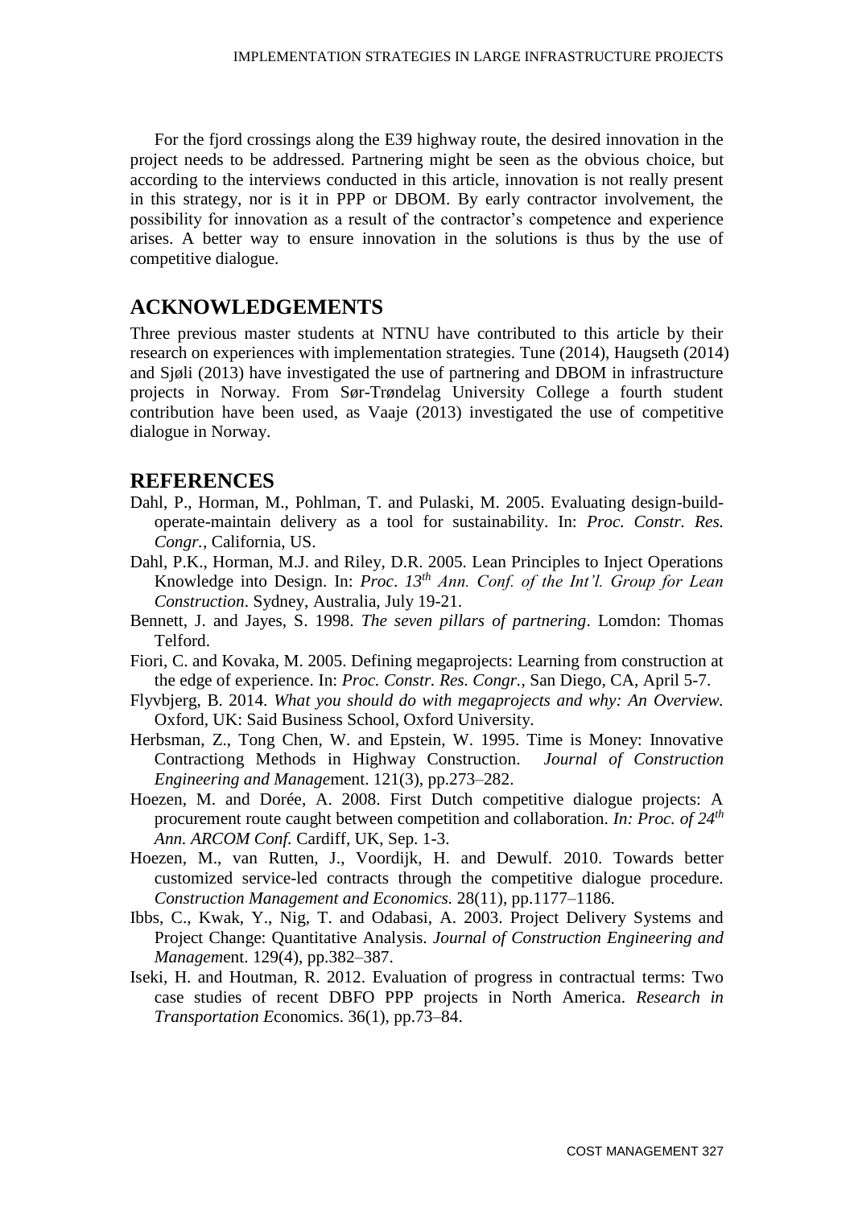For the fjord crossings along the E39 highway route, the desired innovation in the project needs to be addressed. Partnering might be seen as the obvious choice, but according to the interviews conducted in this article, innovation is not really present in this strategy, nor is it in PPP or DBOM. By early contractor involvement, the possibility for innovation as a result of the contractor's competence and experience arises. A better way to ensure innovation in the solutions is thus by the use of competitive dialogue.

## ACKNOWLEDGEMENTS

Three previous master students at NTNU have contributed to this article by their research on experiences with implementation strategies. Tune (2014), Haugseth (2014) and Sjøli (2013) have investigated the use of partnering and DBOM in infrastructure projects in Norway. From Sør-Trøndelag University College a fourth student contribution have been used, as Vaaje (2013) investigated the use of competitive dialogue in Norway.

## REFERENCES

Dahl, P., Horman, M., Pohlman, T. and Pulaski, M. 2005. Evaluating design-build-operate-maintain delivery as a tool for sustainability. In: *Proc. Constr. Res. Congr.*, California, US.

Dahl, P.K., Horman, M.J. and Riley, D.R. 2005. Lean Principles to Inject Operations Knowledge into Design. In: *Proc. 13th Ann. Conf. of the Int'l. Group for Lean Construction*. Sydney, Australia, July 19-21.

Bennett, J. and Jayes, S. 1998. *The seven pillars of partnering*. Lomdon: Thomas Telford.

Fiori, C. and Kovaka, M. 2005. Defining megaprojects: Learning from construction at the edge of experience. In: *Proc. Constr. Res. Congr.*, San Diego, CA, April 5-7.

Flyvbjerg, B. 2014. *What you should do with megaprojects and why: An Overview.* Oxford, UK: Said Business School, Oxford University.

Herbsman, Z., Tong Chen, W. and Epstein, W. 1995. Time is Money: Innovative Contractiong Methods in Highway Construction. *Journal of Construction Engineering and Manage*ment. 121(3), pp.273–282.

Hoezen, M. and Dorée, A. 2008. First Dutch competitive dialogue projects: A procurement route caught between competition and collaboration. *In: Proc. of 24th Ann. ARCOM Conf.* Cardiff, UK, Sep. 1-3.

Hoezen, M., van Rutten, J., Voordijk, H. and Dewulf. 2010. Towards better customized service-led contracts through the competitive dialogue procedure. *Construction Management and Economics.* 28(11), pp.1177–1186.

Ibbs, C., Kwak, Y., Nig, T. and Odabasi, A. 2003. Project Delivery Systems and Project Change: Quantitative Analysis. *Journal of Construction Engineering and Managem*ent. 129(4), pp.382–387.

Iseki, H. and Houtman, R. 2012. Evaluation of progress in contractual terms: Two case studies of recent DBFO PPP projects in North America. *Research in Transportation E*conomics. 36(1), pp.73–84.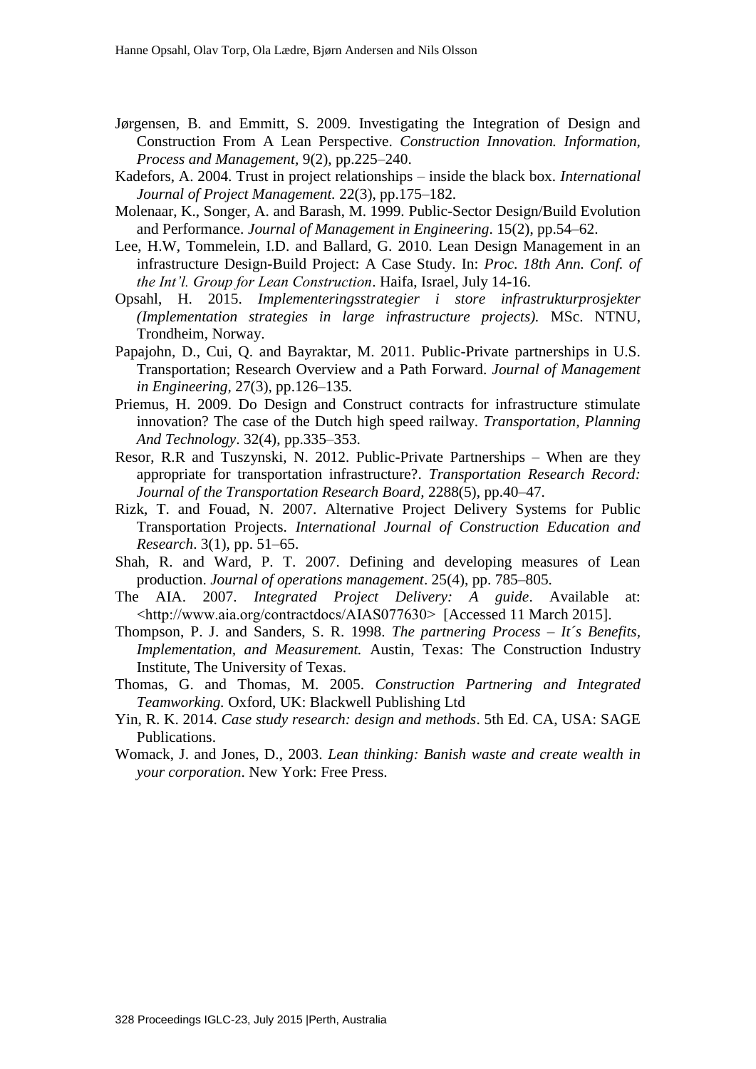Jørgensen, B. and Emmitt, S. 2009. Investigating the Integration of Design and Construction From A Lean Perspective. *Construction Innovation. Information, Process and Management*, 9(2), pp.225–240.

Kadefors, A. 2004. Trust in project relationships – inside the black box. *International Journal of Project Management.* 22(3), pp.175–182.

Molenaar, K., Songer, A. and Barash, M. 1999. Public-Sector Design/Build Evolution and Performance. *Journal of Management in Engineering*. 15(2), pp.54–62.

Lee, H.W, Tommelein, I.D. and Ballard, G. 2010. Lean Design Management in an infrastructure Design-Build Project: A Case Study. In: *Proc. 18th Ann. Conf. of the Int'l. Group for Lean Construction*. Haifa, Israel, July 14-16.

Opsahl, H. 2015. *Implementeringsstrategier i store infrastrukturprosjekter (Implementation strategies in large infrastructure projects).* MSc. NTNU, Trondheim, Norway.

Papajohn, D., Cui, Q. and Bayraktar, M. 2011. Public-Private partnerships in U.S. Transportation; Research Overview and a Path Forward. *Journal of Management in Engineering*, 27(3), pp.126–135.

Priemus, H. 2009. Do Design and Construct contracts for infrastructure stimulate innovation? The case of the Dutch high speed railway. *Transportation, Planning And Technology*. 32(4), pp.335–353.

Resor, R.R and Tuszynski, N. 2012. Public-Private Partnerships – When are they appropriate for transportation infrastructure?. *Transportation Research Record: Journal of the Transportation Research Board*, 2288(5), pp.40–47.

Rizk, T. and Fouad, N. 2007. Alternative Project Delivery Systems for Public Transportation Projects. *International Journal of Construction Education and Research*. 3(1), pp. 51–65.

Shah, R. and Ward, P. T. 2007. Defining and developing measures of Lean production. *Journal of operations management*. 25(4), pp. 785–805.

The AIA. 2007. *Integrated Project Delivery: A guide*. Available at: <http://www.aia.org/contractdocs/AIAS077630> [Accessed 11 March 2015].

Thompson, P. J. and Sanders, S. R. 1998. *The partnering Process – It´s Benefits, Implementation, and Measurement.* Austin, Texas: The Construction Industry Institute, The University of Texas.

Thomas, G. and Thomas, M. 2005. *Construction Partnering and Integrated Teamworking.* Oxford, UK: Blackwell Publishing Ltd

Yin, R. K. 2014. *Case study research: design and methods*. 5th Ed. CA, USA: SAGE Publications.

Womack, J. and Jones, D., 2003. *Lean thinking: Banish waste and create wealth in your corporation*. New York: Free Press.